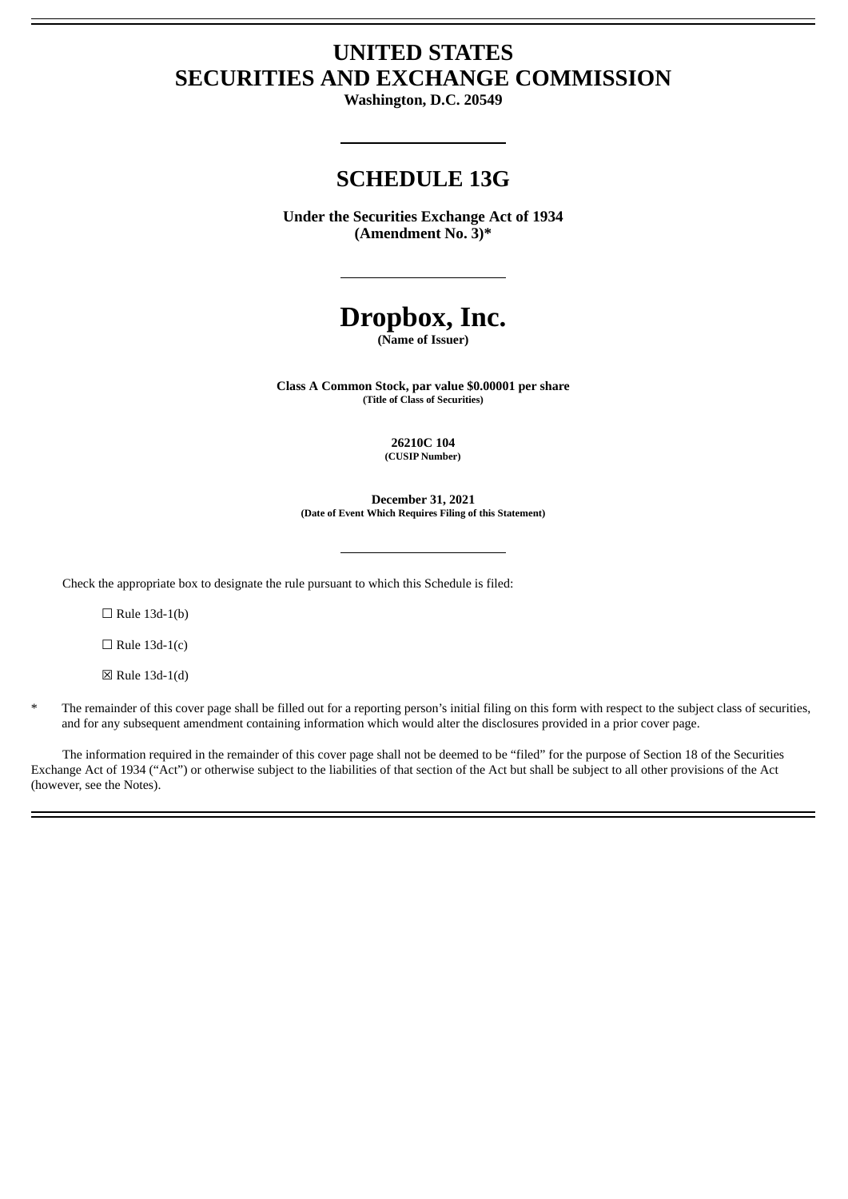# UNITED STATES
# SECURITIES AND EXCHANGE COMMISSION

**Washington, D.C. 20549**

## SCHEDULE 13G

**Under the Securities Exchange Act of 1934**
**(Amendment No. 3)***

# Dropbox, Inc.

**(Name of Issuer)**

**Class A Common Stock, par value $0.00001 per share**
**(Title of Class of Securities)**

**26210C 104**
**(CUSIP Number)**

**December 31, 2021**
**(Date of Event Which Requires Filing of this Statement)**

Check the appropriate box to designate the rule pursuant to which this Schedule is filed:

☐ Rule 13d-1(b)

☐ Rule 13d-1(c)

☒ Rule 13d-1(d)

\* The remainder of this cover page shall be filled out for a reporting person's initial filing on this form with respect to the subject class of securities, and for any subsequent amendment containing information which would alter the disclosures provided in a prior cover page.

The information required in the remainder of this cover page shall not be deemed to be "filed" for the purpose of Section 18 of the Securities Exchange Act of 1934 ("Act") or otherwise subject to the liabilities of that section of the Act but shall be subject to all other provisions of the Act (however, see the Notes).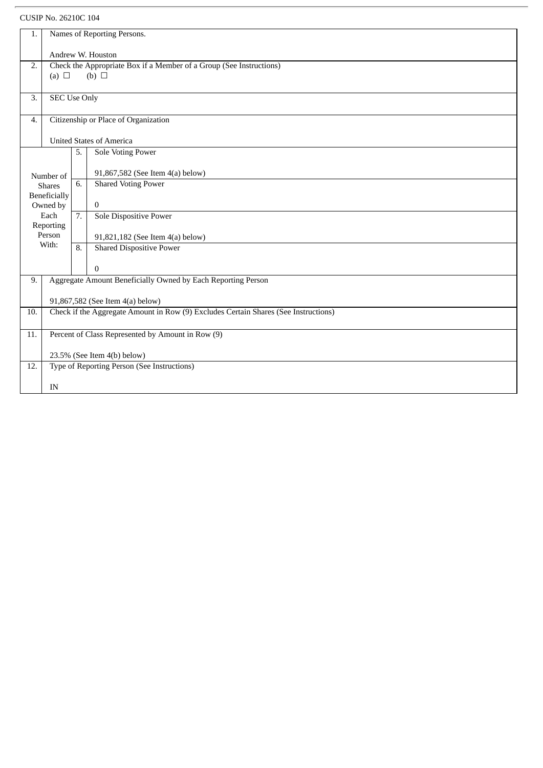CUSIP No. 26210C 104

| 1. | Names of Reporting Persons.<br><br>Andrew W. Houston | | |
|---|---|---|---|
| 2. | Check the Appropriate Box if a Member of a Group (See Instructions)<br>(a) ☐ (b) ☐ | | |
| 3. | SEC Use Only | | |
| 4. | Citizenship or Place of Organization<br><br>United States of America | | |
| Number of Shares Beneficially Owned by Each Reporting Person With: | | 5. | Sole Voting Power<br><br>91,867,582 (See Item 4(a) below) |
| | | 6. | Shared Voting Power<br><br>0 |
| | | 7. | Sole Dispositive Power<br><br>91,821,182 (See Item 4(a) below) |
| | | 8. | Shared Dispositive Power<br><br>0 |
| 9. | Aggregate Amount Beneficially Owned by Each Reporting Person<br><br>91,867,582 (See Item 4(a) below) | | |
| 10. | Check if the Aggregate Amount in Row (9) Excludes Certain Shares (See Instructions) | | |
| 11. | Percent of Class Represented by Amount in Row (9)<br><br>23.5% (See Item 4(b) below) | | |
| 12. | Type of Reporting Person (See Instructions)<br><br>IN | | |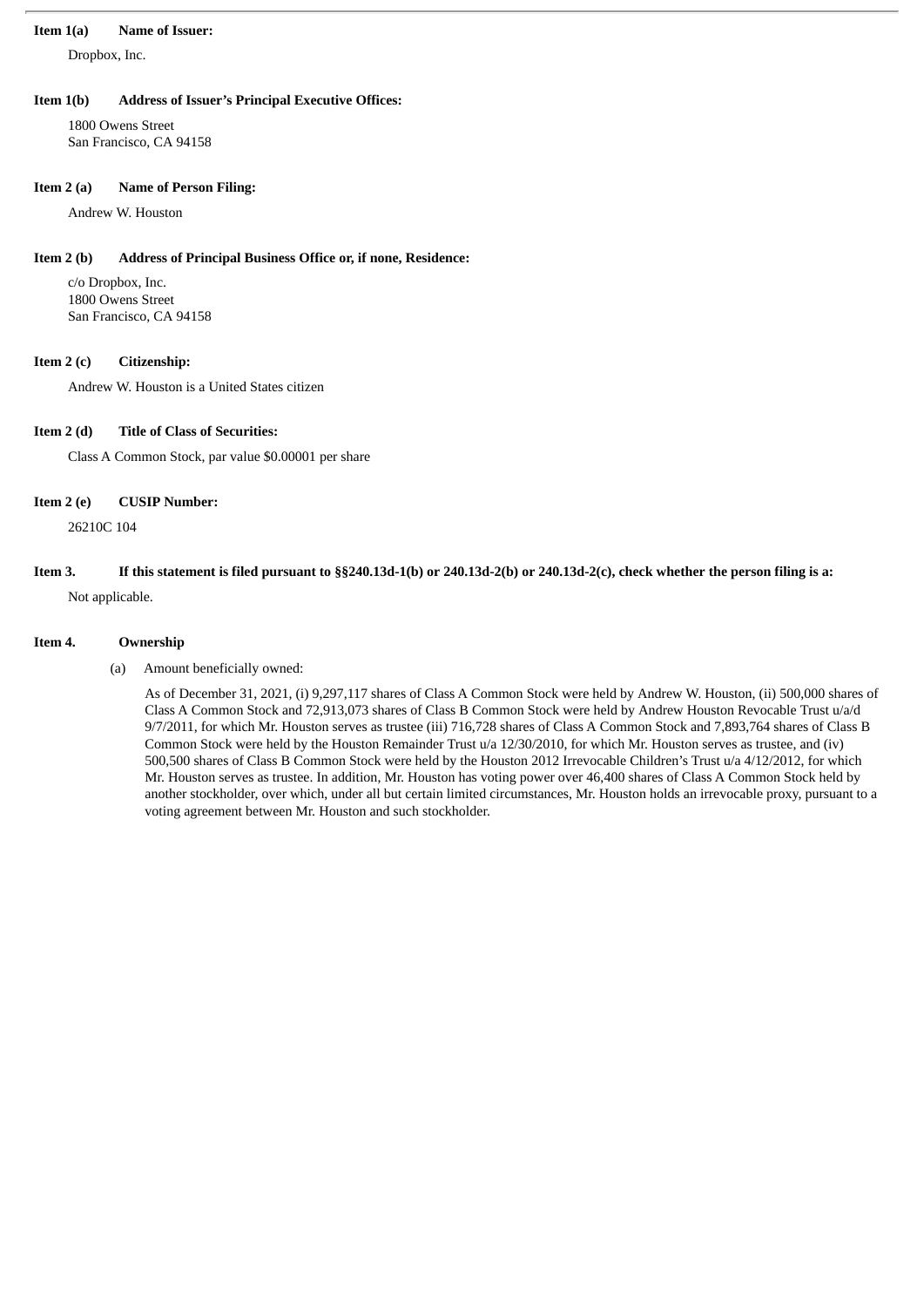**Item 1(a) Name of Issuer:**

Dropbox, Inc.

**Item 1(b) Address of Issuer's Principal Executive Offices:**

1800 Owens Street
San Francisco, CA 94158

**Item 2 (a) Name of Person Filing:**

Andrew W. Houston

**Item 2 (b) Address of Principal Business Office or, if none, Residence:**

c/o Dropbox, Inc.
1800 Owens Street
San Francisco, CA 94158

**Item 2 (c) Citizenship:**

Andrew W. Houston is a United States citizen

**Item 2 (d) Title of Class of Securities:**

Class A Common Stock, par value $0.00001 per share

**Item 2 (e) CUSIP Number:**

26210C 104

**Item 3. If this statement is filed pursuant to §§240.13d-1(b) or 240.13d-2(b) or 240.13d-2(c), check whether the person filing is a:**

Not applicable.

**Item 4. Ownership**

(a) Amount beneficially owned:

As of December 31, 2021, (i) 9,297,117 shares of Class A Common Stock were held by Andrew W. Houston, (ii) 500,000 shares of Class A Common Stock and 72,913,073 shares of Class B Common Stock were held by Andrew Houston Revocable Trust u/a/d 9/7/2011, for which Mr. Houston serves as trustee (iii) 716,728 shares of Class A Common Stock and 7,893,764 shares of Class B Common Stock were held by the Houston Remainder Trust u/a 12/30/2010, for which Mr. Houston serves as trustee, and (iv) 500,500 shares of Class B Common Stock were held by the Houston 2012 Irrevocable Children's Trust u/a 4/12/2012, for which Mr. Houston serves as trustee. In addition, Mr. Houston has voting power over 46,400 shares of Class A Common Stock held by another stockholder, over which, under all but certain limited circumstances, Mr. Houston holds an irrevocable proxy, pursuant to a voting agreement between Mr. Houston and such stockholder.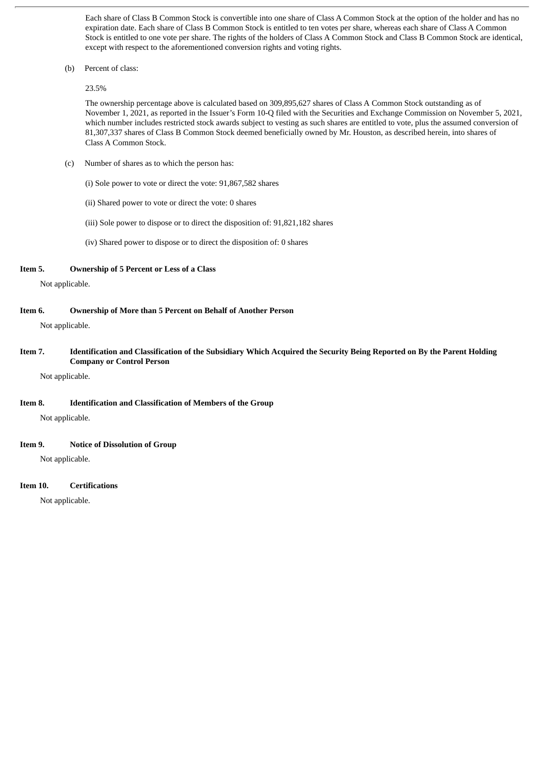Each share of Class B Common Stock is convertible into one share of Class A Common Stock at the option of the holder and has no expiration date. Each share of Class B Common Stock is entitled to ten votes per share, whereas each share of Class A Common Stock is entitled to one vote per share. The rights of the holders of Class A Common Stock and Class B Common Stock are identical, except with respect to the aforementioned conversion rights and voting rights.

(b) Percent of class:

23.5%

The ownership percentage above is calculated based on 309,895,627 shares of Class A Common Stock outstanding as of November 1, 2021, as reported in the Issuer's Form 10-Q filed with the Securities and Exchange Commission on November 5, 2021, which number includes restricted stock awards subject to vesting as such shares are entitled to vote, plus the assumed conversion of 81,307,337 shares of Class B Common Stock deemed beneficially owned by Mr. Houston, as described herein, into shares of Class A Common Stock.

(c) Number of shares as to which the person has:

(i) Sole power to vote or direct the vote: 91,867,582 shares

(ii) Shared power to vote or direct the vote: 0 shares

(iii) Sole power to dispose or to direct the disposition of: 91,821,182 shares

(iv) Shared power to dispose or to direct the disposition of: 0 shares

**Item 5. Ownership of 5 Percent or Less of a Class**

Not applicable.

**Item 6. Ownership of More than 5 Percent on Behalf of Another Person**

Not applicable.

**Item 7. Identification and Classification of the Subsidiary Which Acquired the Security Being Reported on By the Parent Holding Company or Control Person**

Not applicable.

**Item 8. Identification and Classification of Members of the Group**

Not applicable.

**Item 9. Notice of Dissolution of Group**

Not applicable.

**Item 10. Certifications**

Not applicable.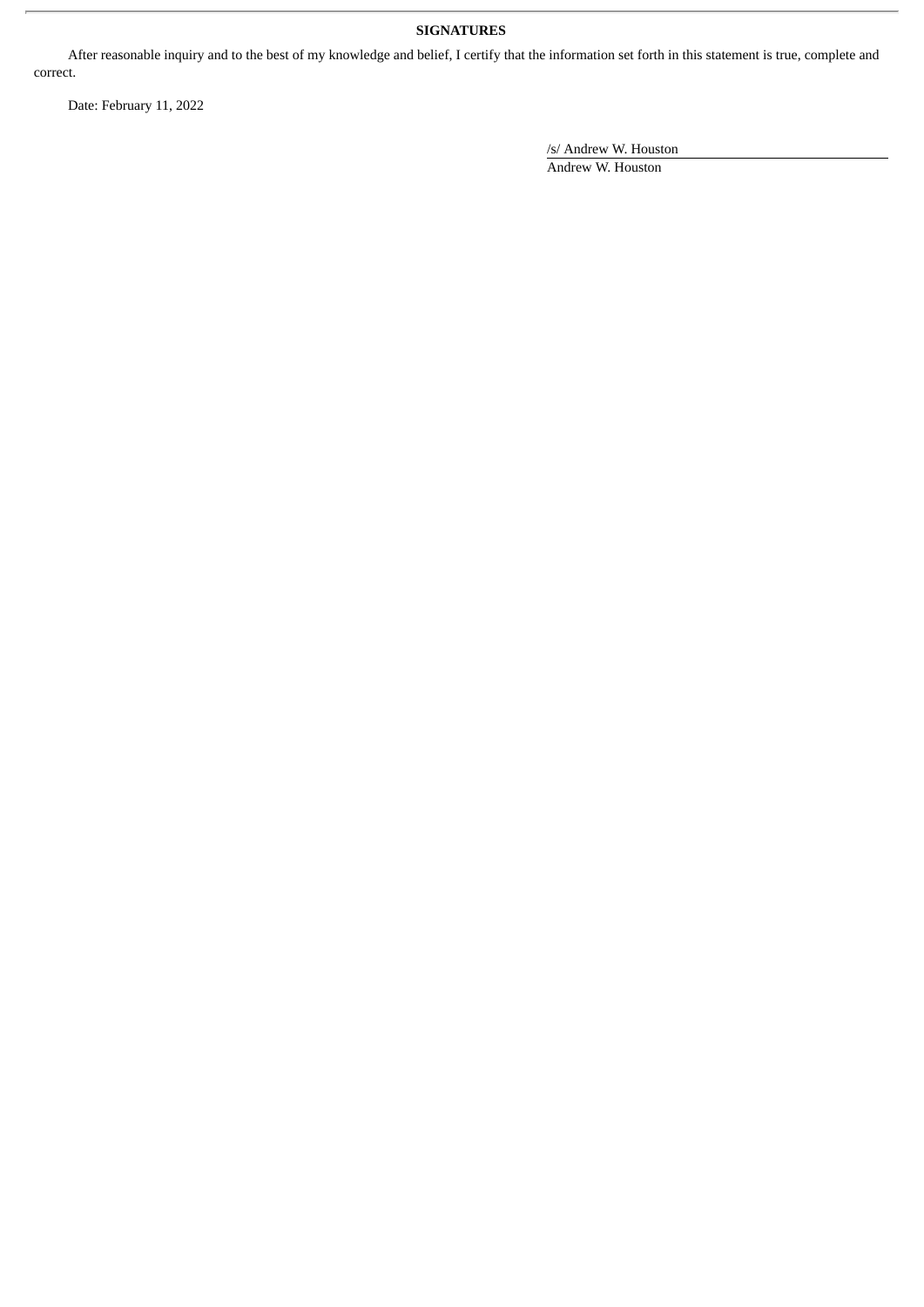**SIGNATURES**

After reasonable inquiry and to the best of my knowledge and belief, I certify that the information set forth in this statement is true, complete and correct.

Date: February 11, 2022

/s/ Andrew W. Houston

Andrew W. Houston